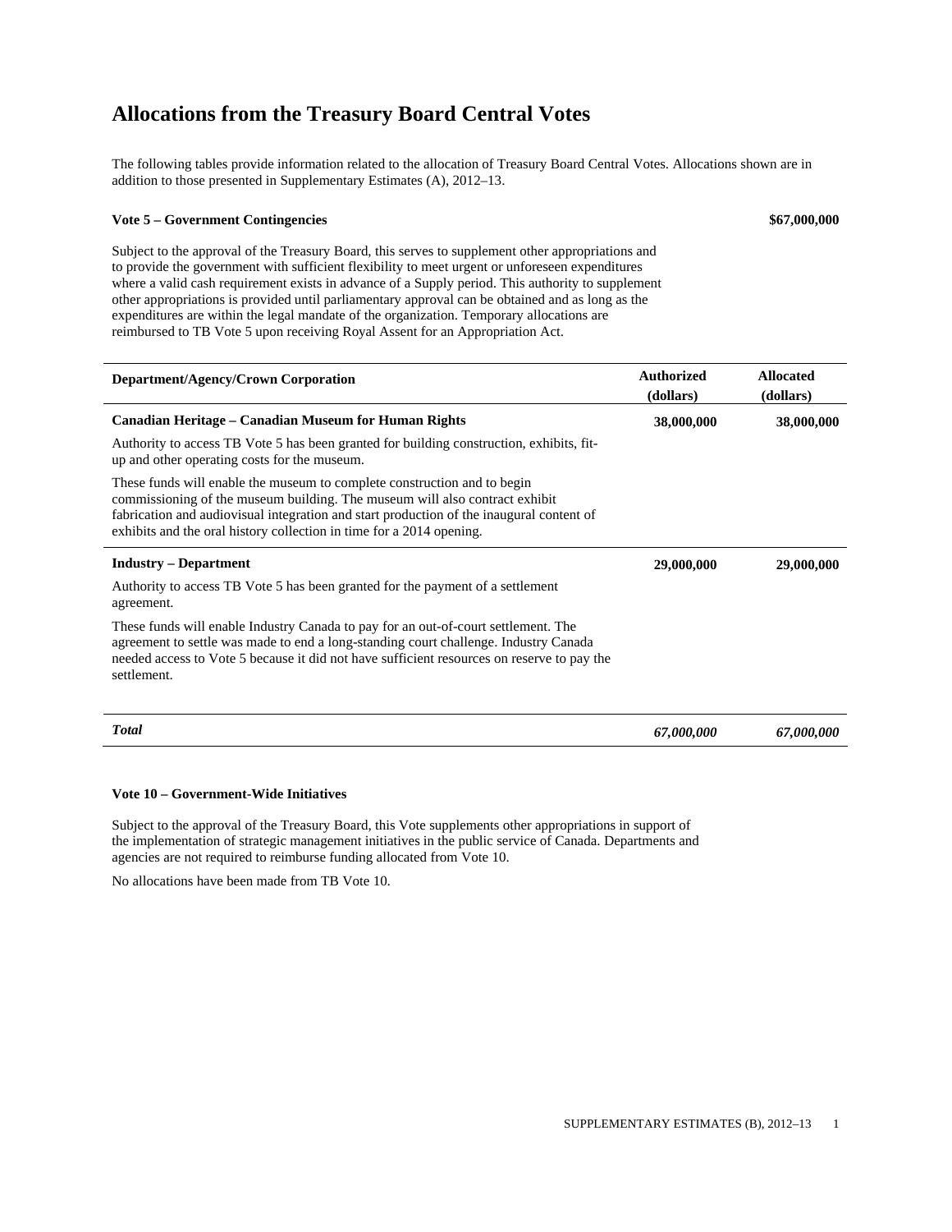# Allocations from the Treasury Board Central Votes

The following tables provide information related to the allocation of Treasury Board Central Votes. Allocations shown are in addition to those presented in Supplementary Estimates (A), 2012–13.

**Vote 5 – Government Contingencies** **$67,000,000**

Subject to the approval of the Treasury Board, this serves to supplement other appropriations and to provide the government with sufficient flexibility to meet urgent or unforeseen expenditures where a valid cash requirement exists in advance of a Supply period. This authority to supplement other appropriations is provided until parliamentary approval can be obtained and as long as the expenditures are within the legal mandate of the organization. Temporary allocations are reimbursed to TB Vote 5 upon receiving Royal Assent for an Appropriation Act.

| Department/Agency/Crown Corporation | Authorized (dollars) | Allocated (dollars) |
|---|---|---|
| **Canadian Heritage – Canadian Museum for Human Rights** | **38,000,000** | **38,000,000** |
| Authority to access TB Vote 5 has been granted for building construction, exhibits, fit-up and other operating costs for the museum. | | |
| These funds will enable the museum to complete construction and to begin commissioning of the museum building. The museum will also contract exhibit fabrication and audiovisual integration and start production of the inaugural content of exhibits and the oral history collection in time for a 2014 opening. | | |
| **Industry – Department** | **29,000,000** | **29,000,000** |
| Authority to access TB Vote 5 has been granted for the payment of a settlement agreement. | | |
| These funds will enable Industry Canada to pay for an out-of-court settlement. The agreement to settle was made to end a long-standing court challenge. Industry Canada needed access to Vote 5 because it did not have sufficient resources on reserve to pay the settlement. | | |
| ***Total*** | ***67,000,000*** | ***67,000,000*** |

**Vote 10 – Government-Wide Initiatives**

Subject to the approval of the Treasury Board, this Vote supplements other appropriations in support of the implementation of strategic management initiatives in the public service of Canada. Departments and agencies are not required to reimburse funding allocated from Vote 10.

No allocations have been made from TB Vote 10.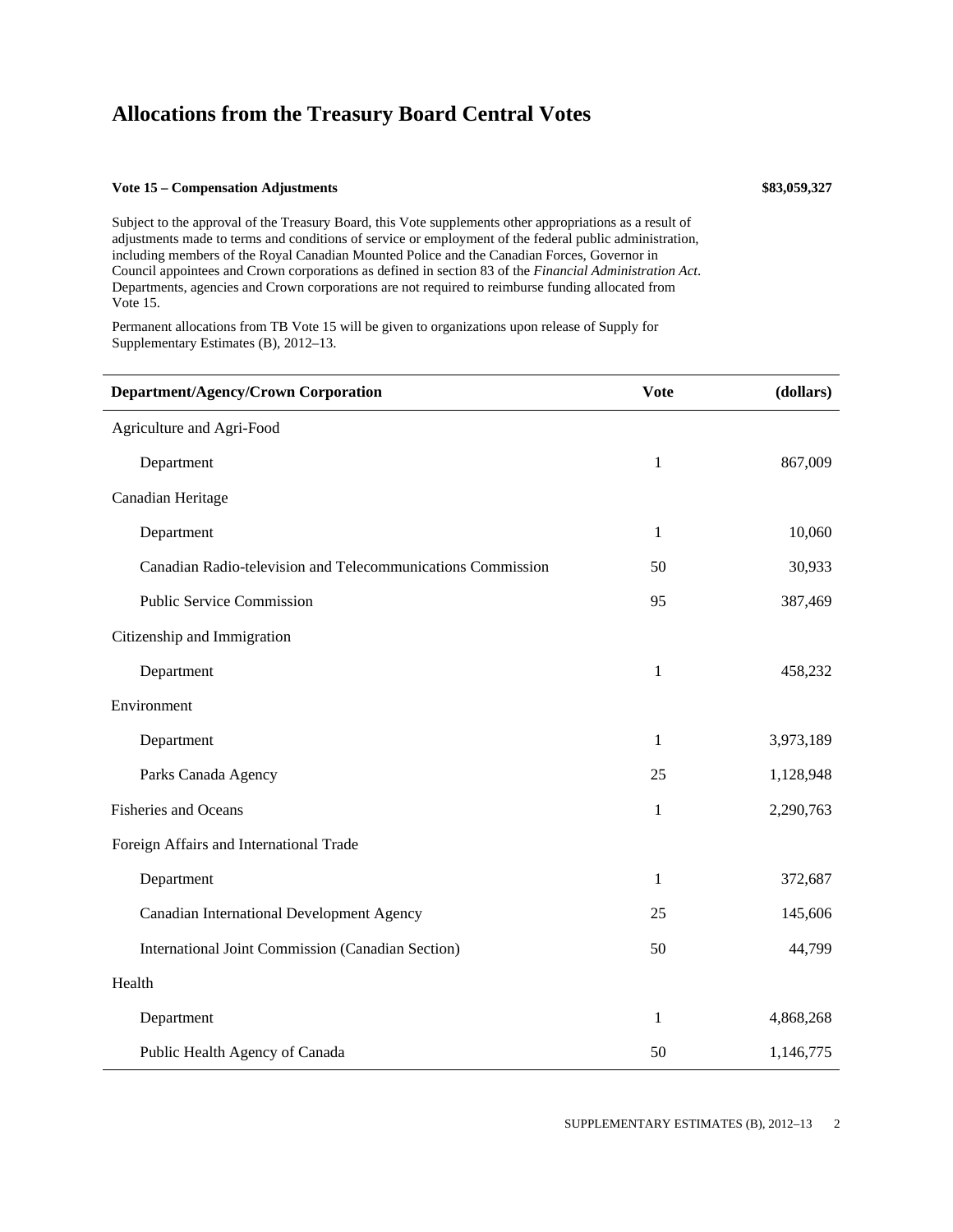# Allocations from the Treasury Board Central Votes

**Vote 15 – Compensation Adjustments** **$83,059,327**

Subject to the approval of the Treasury Board, this Vote supplements other appropriations as a result of adjustments made to terms and conditions of service or employment of the federal public administration, including members of the Royal Canadian Mounted Police and the Canadian Forces, Governor in Council appointees and Crown corporations as defined in section 83 of the *Financial Administration Act*. Departments, agencies and Crown corporations are not required to reimburse funding allocated from Vote 15.

Permanent allocations from TB Vote 15 will be given to organizations upon release of Supply for Supplementary Estimates (B), 2012–13.

| Department/Agency/Crown Corporation | Vote | (dollars) |
|---|---|---|
| Agriculture and Agri-Food | | |
| Department | 1 | 867,009 |
| Canadian Heritage | | |
| Department | 1 | 10,060 |
| Canadian Radio-television and Telecommunications Commission | 50 | 30,933 |
| Public Service Commission | 95 | 387,469 |
| Citizenship and Immigration | | |
| Department | 1 | 458,232 |
| Environment | | |
| Department | 1 | 3,973,189 |
| Parks Canada Agency | 25 | 1,128,948 |
| Fisheries and Oceans | 1 | 2,290,763 |
| Foreign Affairs and International Trade | | |
| Department | 1 | 372,687 |
| Canadian International Development Agency | 25 | 145,606 |
| International Joint Commission (Canadian Section) | 50 | 44,799 |
| Health | | |
| Department | 1 | 4,868,268 |
| Public Health Agency of Canada | 50 | 1,146,775 |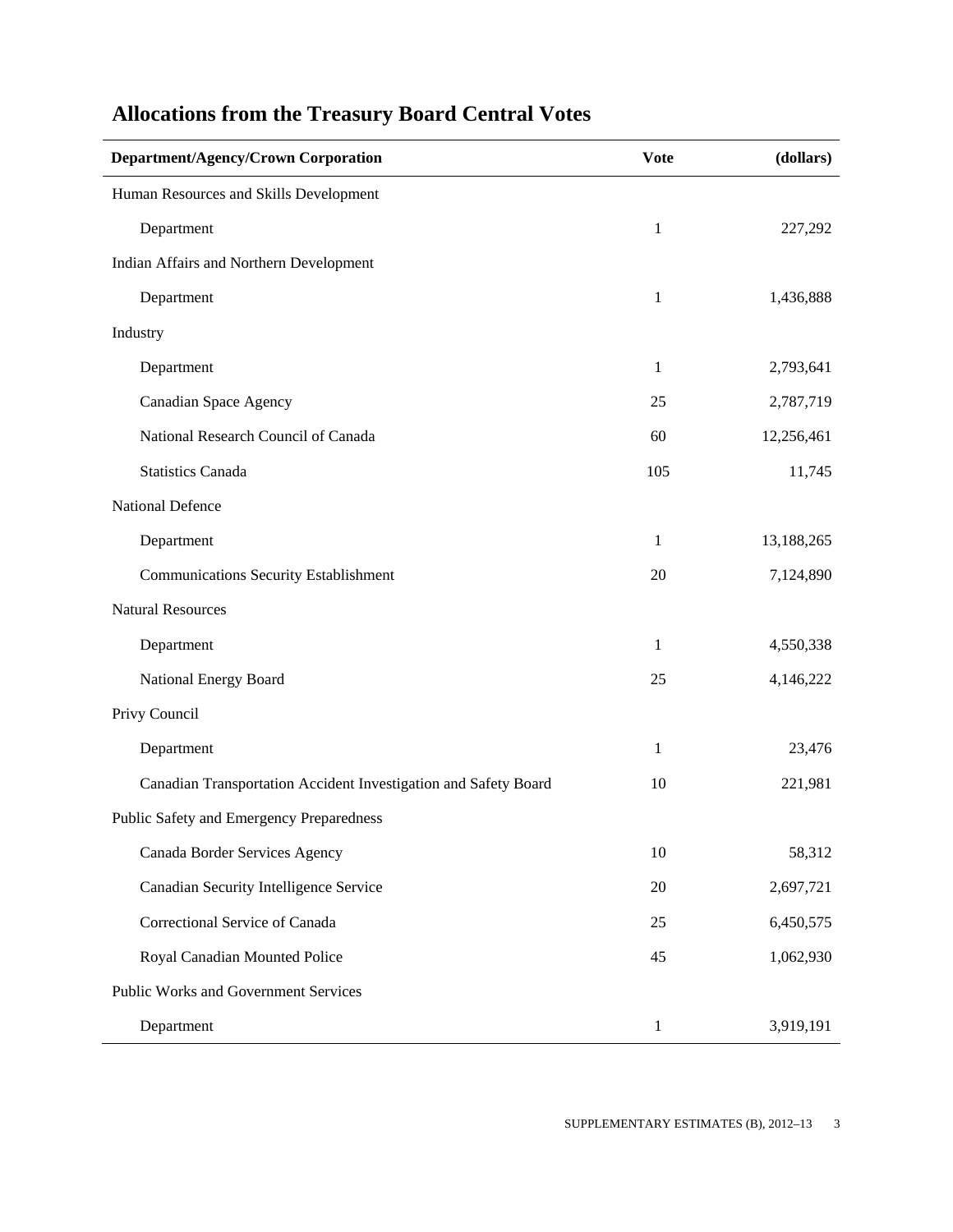## Allocations from the Treasury Board Central Votes

| Department/Agency/Crown Corporation | Vote | (dollars) |
|---|---|---|
| Human Resources and Skills Development | | |
| Department | 1 | 227,292 |
| Indian Affairs and Northern Development | | |
| Department | 1 | 1,436,888 |
| Industry | | |
| Department | 1 | 2,793,641 |
| Canadian Space Agency | 25 | 2,787,719 |
| National Research Council of Canada | 60 | 12,256,461 |
| Statistics Canada | 105 | 11,745 |
| National Defence | | |
| Department | 1 | 13,188,265 |
| Communications Security Establishment | 20 | 7,124,890 |
| Natural Resources | | |
| Department | 1 | 4,550,338 |
| National Energy Board | 25 | 4,146,222 |
| Privy Council | | |
| Department | 1 | 23,476 |
| Canadian Transportation Accident Investigation and Safety Board | 10 | 221,981 |
| Public Safety and Emergency Preparedness | | |
| Canada Border Services Agency | 10 | 58,312 |
| Canadian Security Intelligence Service | 20 | 2,697,721 |
| Correctional Service of Canada | 25 | 6,450,575 |
| Royal Canadian Mounted Police | 45 | 1,062,930 |
| Public Works and Government Services | | |
| Department | 1 | 3,919,191 |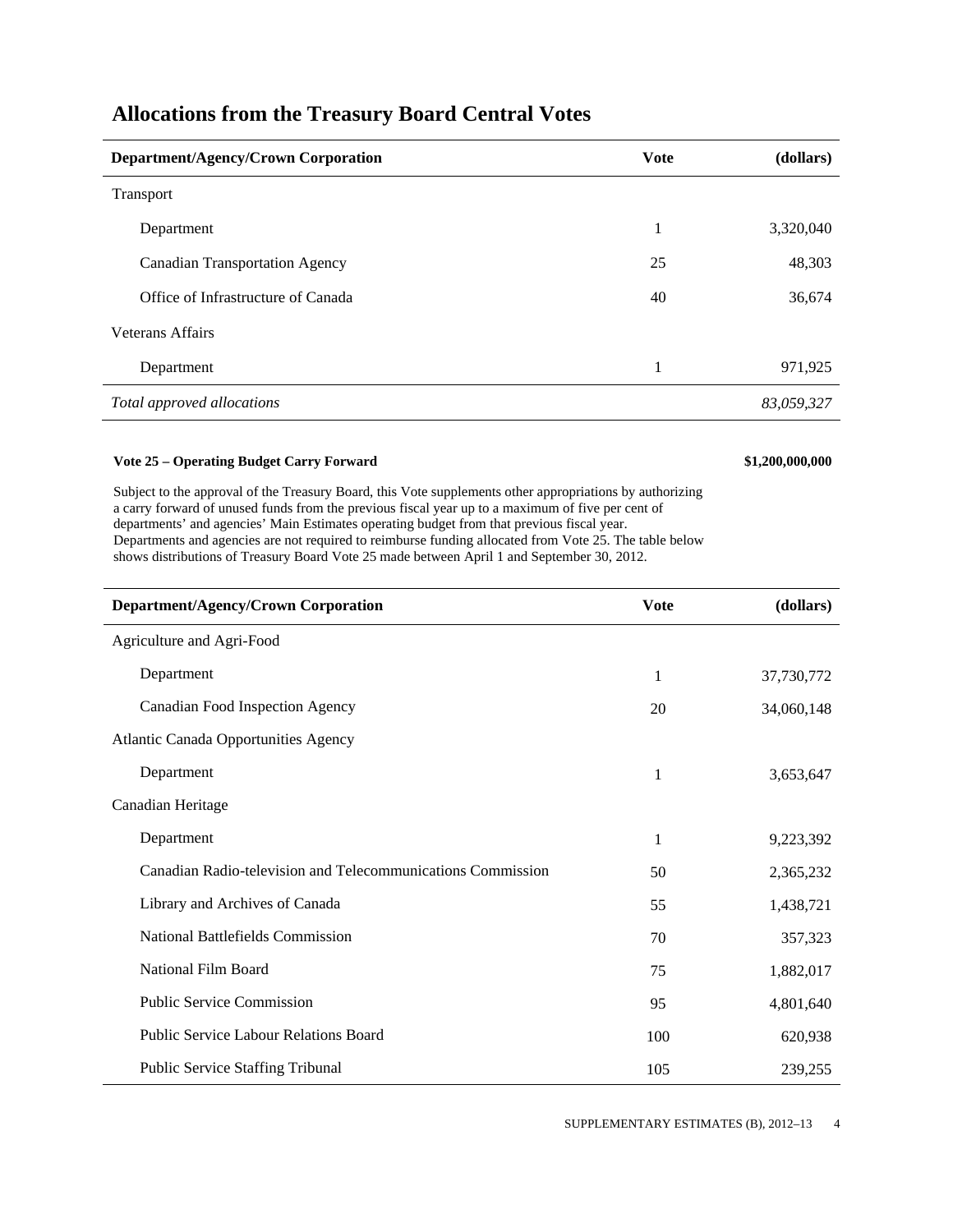## Allocations from the Treasury Board Central Votes

| Department/Agency/Crown Corporation | Vote | (dollars) |
| --- | --- | --- |
| Transport | | |
| Department | 1 | 3,320,040 |
| Canadian Transportation Agency | 25 | 48,303 |
| Office of Infrastructure of Canada | 40 | 36,674 |
| Veterans Affairs | | |
| Department | 1 | 971,925 |
| *Total approved allocations* | | *83,059,327* |

**Vote 25 – Operating Budget Carry Forward** **$1,200,000,000**

Subject to the approval of the Treasury Board, this Vote supplements other appropriations by authorizing a carry forward of unused funds from the previous fiscal year up to a maximum of five per cent of departments' and agencies' Main Estimates operating budget from that previous fiscal year. Departments and agencies are not required to reimburse funding allocated from Vote 25. The table below shows distributions of Treasury Board Vote 25 made between April 1 and September 30, 2012.

| Department/Agency/Crown Corporation | Vote | (dollars) |
| --- | --- | --- |
| Agriculture and Agri-Food | | |
| Department | 1 | 37,730,772 |
| Canadian Food Inspection Agency | 20 | 34,060,148 |
| Atlantic Canada Opportunities Agency | | |
| Department | 1 | 3,653,647 |
| Canadian Heritage | | |
| Department | 1 | 9,223,392 |
| Canadian Radio-television and Telecommunications Commission | 50 | 2,365,232 |
| Library and Archives of Canada | 55 | 1,438,721 |
| National Battlefields Commission | 70 | 357,323 |
| National Film Board | 75 | 1,882,017 |
| Public Service Commission | 95 | 4,801,640 |
| Public Service Labour Relations Board | 100 | 620,938 |
| Public Service Staffing Tribunal | 105 | 239,255 |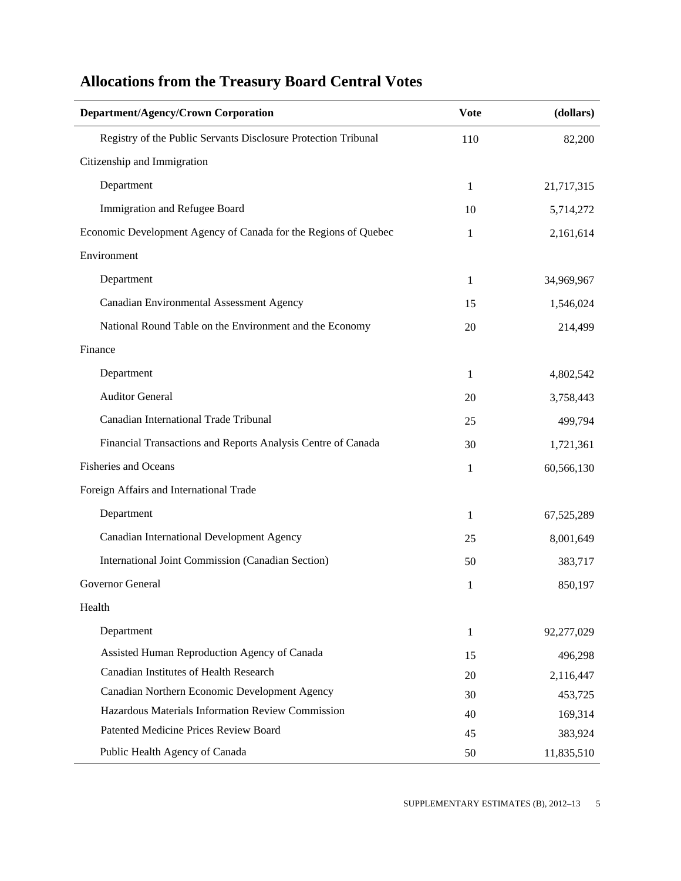## Allocations from the Treasury Board Central Votes

| Department/Agency/Crown Corporation | Vote | (dollars) |
|---|---|---|
| Registry of the Public Servants Disclosure Protection Tribunal | 110 | 82,200 |
| Citizenship and Immigration | | |
| Department | 1 | 21,717,315 |
| Immigration and Refugee Board | 10 | 5,714,272 |
| Economic Development Agency of Canada for the Regions of Quebec | 1 | 2,161,614 |
| Environment | | |
| Department | 1 | 34,969,967 |
| Canadian Environmental Assessment Agency | 15 | 1,546,024 |
| National Round Table on the Environment and the Economy | 20 | 214,499 |
| Finance | | |
| Department | 1 | 4,802,542 |
| Auditor General | 20 | 3,758,443 |
| Canadian International Trade Tribunal | 25 | 499,794 |
| Financial Transactions and Reports Analysis Centre of Canada | 30 | 1,721,361 |
| Fisheries and Oceans | 1 | 60,566,130 |
| Foreign Affairs and International Trade | | |
| Department | 1 | 67,525,289 |
| Canadian International Development Agency | 25 | 8,001,649 |
| International Joint Commission (Canadian Section) | 50 | 383,717 |
| Governor General | 1 | 850,197 |
| Health | | |
| Department | 1 | 92,277,029 |
| Assisted Human Reproduction Agency of Canada | 15 | 496,298 |
| Canadian Institutes of Health Research | 20 | 2,116,447 |
| Canadian Northern Economic Development Agency | 30 | 453,725 |
| Hazardous Materials Information Review Commission | 40 | 169,314 |
| Patented Medicine Prices Review Board | 45 | 383,924 |
| Public Health Agency of Canada | 50 | 11,835,510 |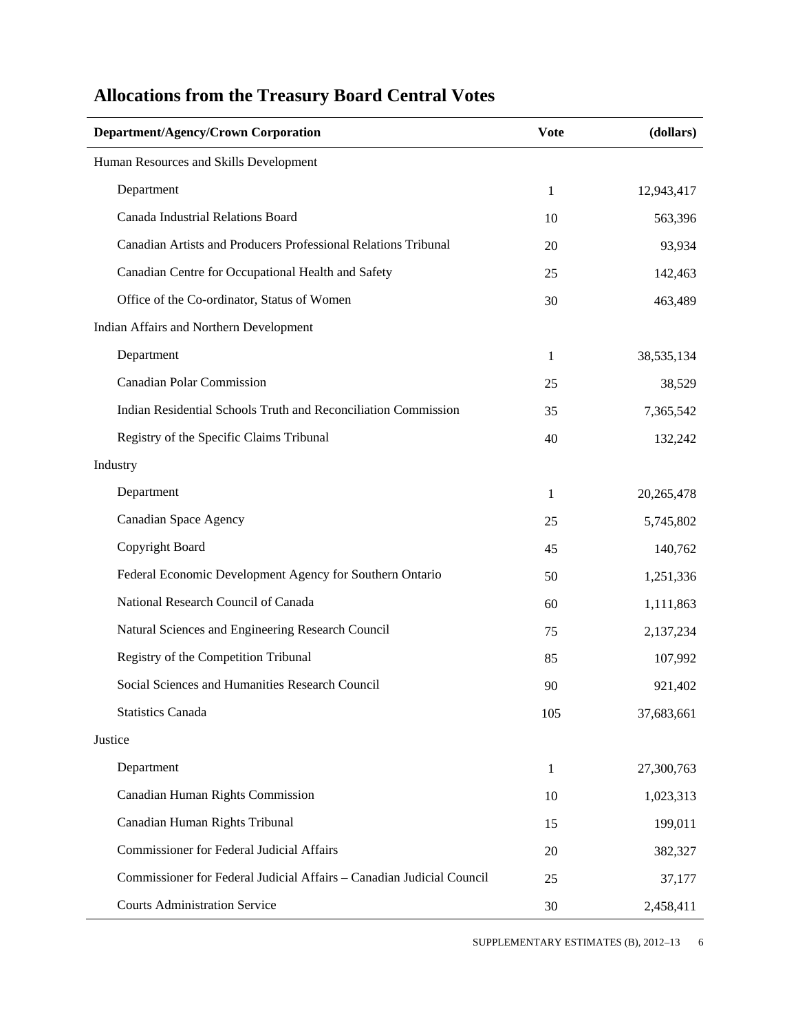## Allocations from the Treasury Board Central Votes

| Department/Agency/Crown Corporation | Vote | (dollars) |
|---|---|---|
| Human Resources and Skills Development | | |
| Department | 1 | 12,943,417 |
| Canada Industrial Relations Board | 10 | 563,396 |
| Canadian Artists and Producers Professional Relations Tribunal | 20 | 93,934 |
| Canadian Centre for Occupational Health and Safety | 25 | 142,463 |
| Office of the Co-ordinator, Status of Women | 30 | 463,489 |
| Indian Affairs and Northern Development | | |
| Department | 1 | 38,535,134 |
| Canadian Polar Commission | 25 | 38,529 |
| Indian Residential Schools Truth and Reconciliation Commission | 35 | 7,365,542 |
| Registry of the Specific Claims Tribunal | 40 | 132,242 |
| Industry | | |
| Department | 1 | 20,265,478 |
| Canadian Space Agency | 25 | 5,745,802 |
| Copyright Board | 45 | 140,762 |
| Federal Economic Development Agency for Southern Ontario | 50 | 1,251,336 |
| National Research Council of Canada | 60 | 1,111,863 |
| Natural Sciences and Engineering Research Council | 75 | 2,137,234 |
| Registry of the Competition Tribunal | 85 | 107,992 |
| Social Sciences and Humanities Research Council | 90 | 921,402 |
| Statistics Canada | 105 | 37,683,661 |
| Justice | | |
| Department | 1 | 27,300,763 |
| Canadian Human Rights Commission | 10 | 1,023,313 |
| Canadian Human Rights Tribunal | 15 | 199,011 |
| Commissioner for Federal Judicial Affairs | 20 | 382,327 |
| Commissioner for Federal Judicial Affairs – Canadian Judicial Council | 25 | 37,177 |
| Courts Administration Service | 30 | 2,458,411 |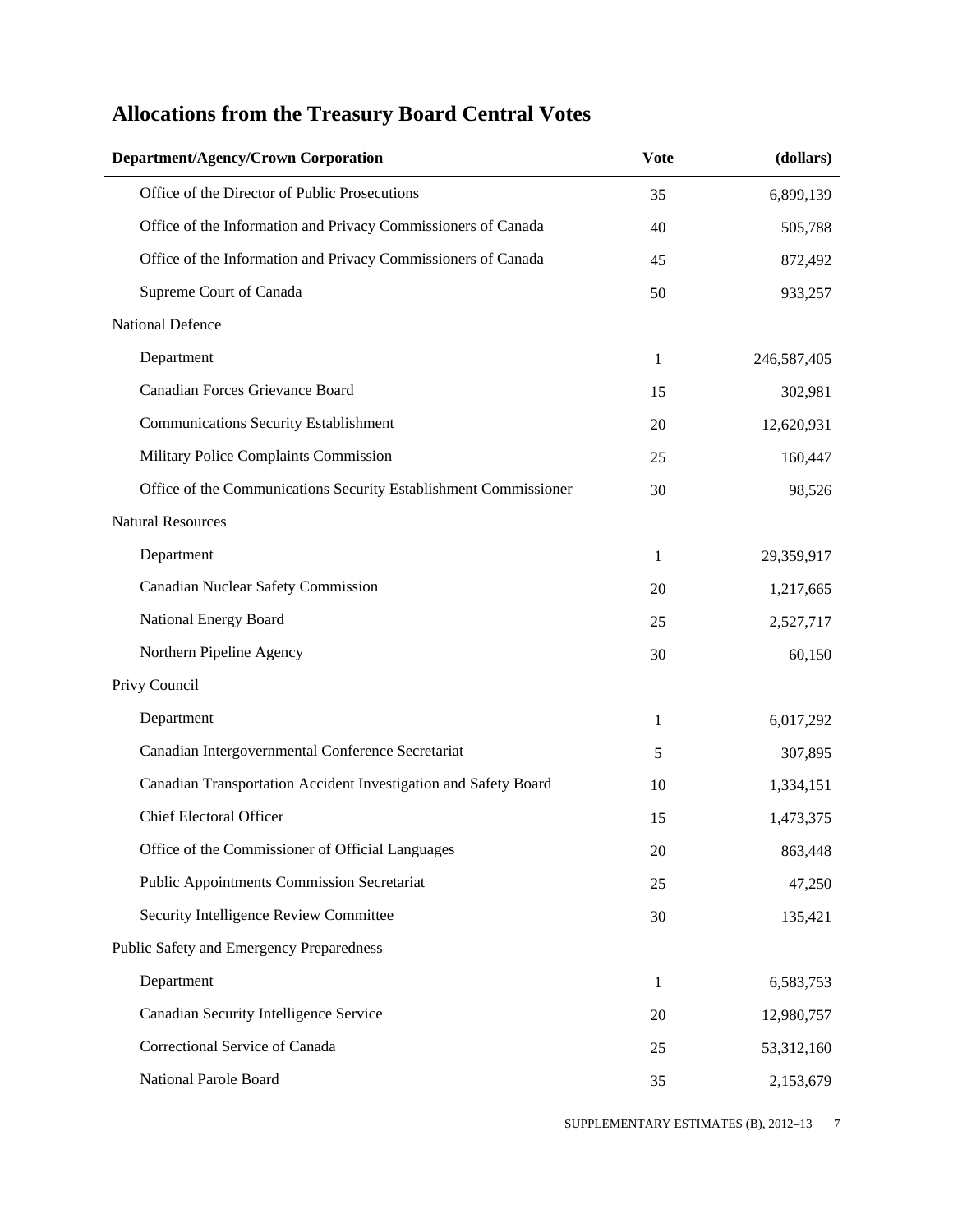## Allocations from the Treasury Board Central Votes

| Department/Agency/Crown Corporation | Vote | (dollars) |
|---|---|---|
| Office of the Director of Public Prosecutions | 35 | 6,899,139 |
| Office of the Information and Privacy Commissioners of Canada | 40 | 505,788 |
| Office of the Information and Privacy Commissioners of Canada | 45 | 872,492 |
| Supreme Court of Canada | 50 | 933,257 |
| National Defence | | |
| Department | 1 | 246,587,405 |
| Canadian Forces Grievance Board | 15 | 302,981 |
| Communications Security Establishment | 20 | 12,620,931 |
| Military Police Complaints Commission | 25 | 160,447 |
| Office of the Communications Security Establishment Commissioner | 30 | 98,526 |
| Natural Resources | | |
| Department | 1 | 29,359,917 |
| Canadian Nuclear Safety Commission | 20 | 1,217,665 |
| National Energy Board | 25 | 2,527,717 |
| Northern Pipeline Agency | 30 | 60,150 |
| Privy Council | | |
| Department | 1 | 6,017,292 |
| Canadian Intergovernmental Conference Secretariat | 5 | 307,895 |
| Canadian Transportation Accident Investigation and Safety Board | 10 | 1,334,151 |
| Chief Electoral Officer | 15 | 1,473,375 |
| Office of the Commissioner of Official Languages | 20 | 863,448 |
| Public Appointments Commission Secretariat | 25 | 47,250 |
| Security Intelligence Review Committee | 30 | 135,421 |
| Public Safety and Emergency Preparedness | | |
| Department | 1 | 6,583,753 |
| Canadian Security Intelligence Service | 20 | 12,980,757 |
| Correctional Service of Canada | 25 | 53,312,160 |
| National Parole Board | 35 | 2,153,679 |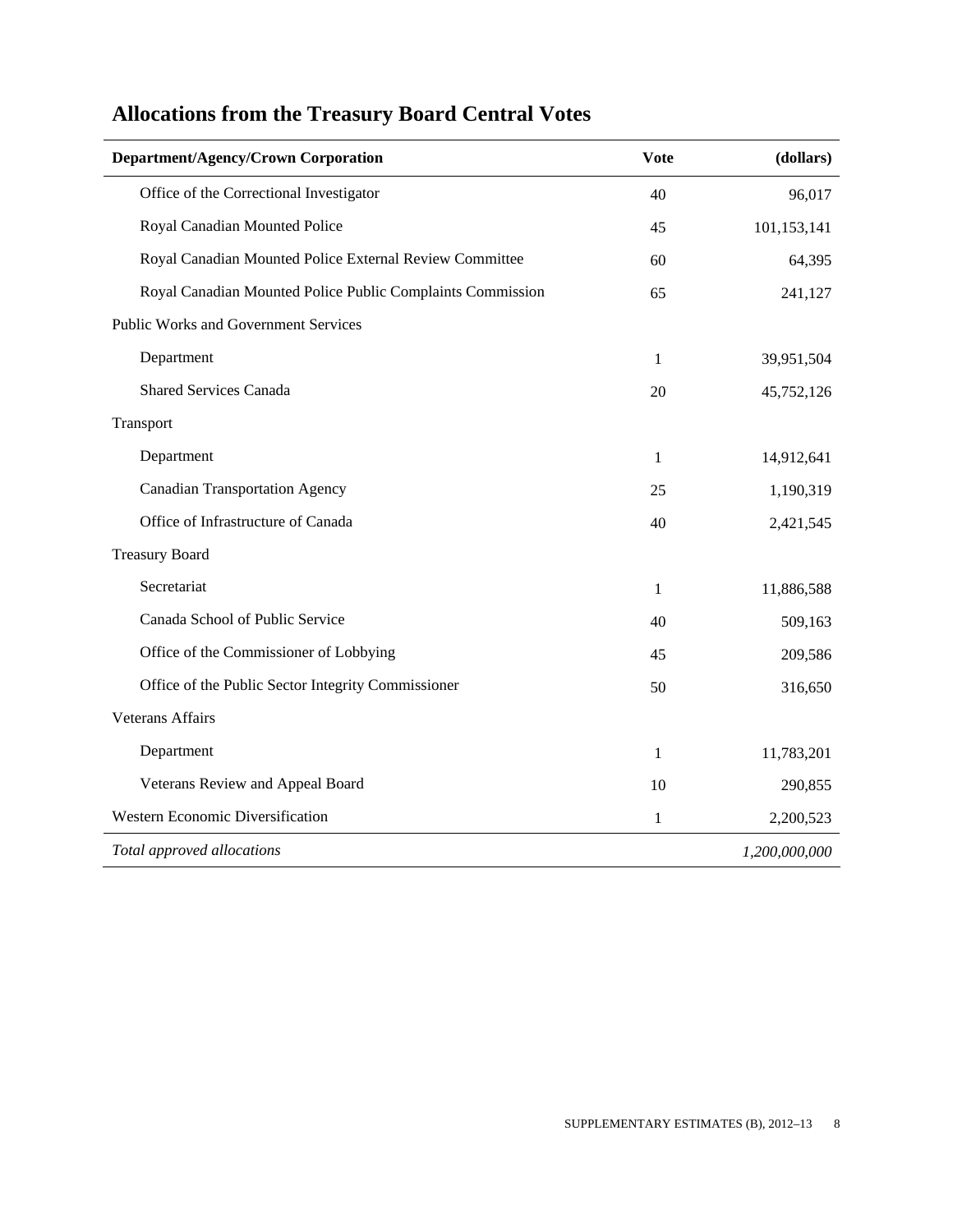## Allocations from the Treasury Board Central Votes

| Department/Agency/Crown Corporation | Vote | (dollars) |
|---|---|---|
| Office of the Correctional Investigator | 40 | 96,017 |
| Royal Canadian Mounted Police | 45 | 101,153,141 |
| Royal Canadian Mounted Police External Review Committee | 60 | 64,395 |
| Royal Canadian Mounted Police Public Complaints Commission | 65 | 241,127 |
| Public Works and Government Services | | |
| Department | 1 | 39,951,504 |
| Shared Services Canada | 20 | 45,752,126 |
| Transport | | |
| Department | 1 | 14,912,641 |
| Canadian Transportation Agency | 25 | 1,190,319 |
| Office of Infrastructure of Canada | 40 | 2,421,545 |
| Treasury Board | | |
| Secretariat | 1 | 11,886,588 |
| Canada School of Public Service | 40 | 509,163 |
| Office of the Commissioner of Lobbying | 45 | 209,586 |
| Office of the Public Sector Integrity Commissioner | 50 | 316,650 |
| Veterans Affairs | | |
| Department | 1 | 11,783,201 |
| Veterans Review and Appeal Board | 10 | 290,855 |
| Western Economic Diversification | 1 | 2,200,523 |
| *Total approved allocations* | | *1,200,000,000* |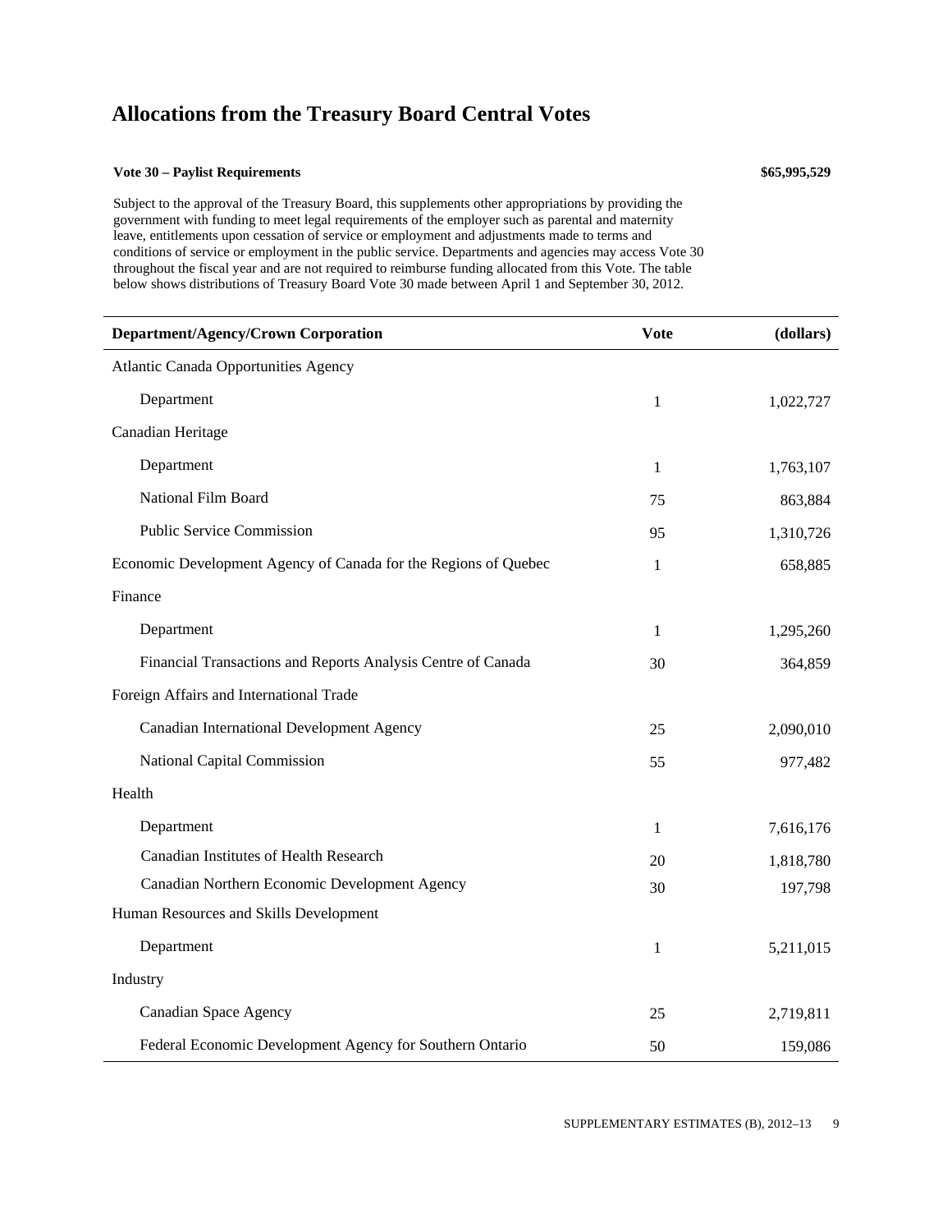# Allocations from the Treasury Board Central Votes

**Vote 30 – Paylist Requirements** **$65,995,529**

Subject to the approval of the Treasury Board, this supplements other appropriations by providing the government with funding to meet legal requirements of the employer such as parental and maternity leave, entitlements upon cessation of service or employment and adjustments made to terms and conditions of service or employment in the public service. Departments and agencies may access Vote 30 throughout the fiscal year and are not required to reimburse funding allocated from this Vote. The table below shows distributions of Treasury Board Vote 30 made between April 1 and September 30, 2012.

| Department/Agency/Crown Corporation | Vote | (dollars) |
|---|---|---|
| Atlantic Canada Opportunities Agency | | |
| Department | 1 | 1,022,727 |
| Canadian Heritage | | |
| Department | 1 | 1,763,107 |
| National Film Board | 75 | 863,884 |
| Public Service Commission | 95 | 1,310,726 |
| Economic Development Agency of Canada for the Regions of Quebec | 1 | 658,885 |
| Finance | | |
| Department | 1 | 1,295,260 |
| Financial Transactions and Reports Analysis Centre of Canada | 30 | 364,859 |
| Foreign Affairs and International Trade | | |
| Canadian International Development Agency | 25 | 2,090,010 |
| National Capital Commission | 55 | 977,482 |
| Health | | |
| Department | 1 | 7,616,176 |
| Canadian Institutes of Health Research | 20 | 1,818,780 |
| Canadian Northern Economic Development Agency | 30 | 197,798 |
| Human Resources and Skills Development | | |
| Department | 1 | 5,211,015 |
| Industry | | |
| Canadian Space Agency | 25 | 2,719,811 |
| Federal Economic Development Agency for Southern Ontario | 50 | 159,086 |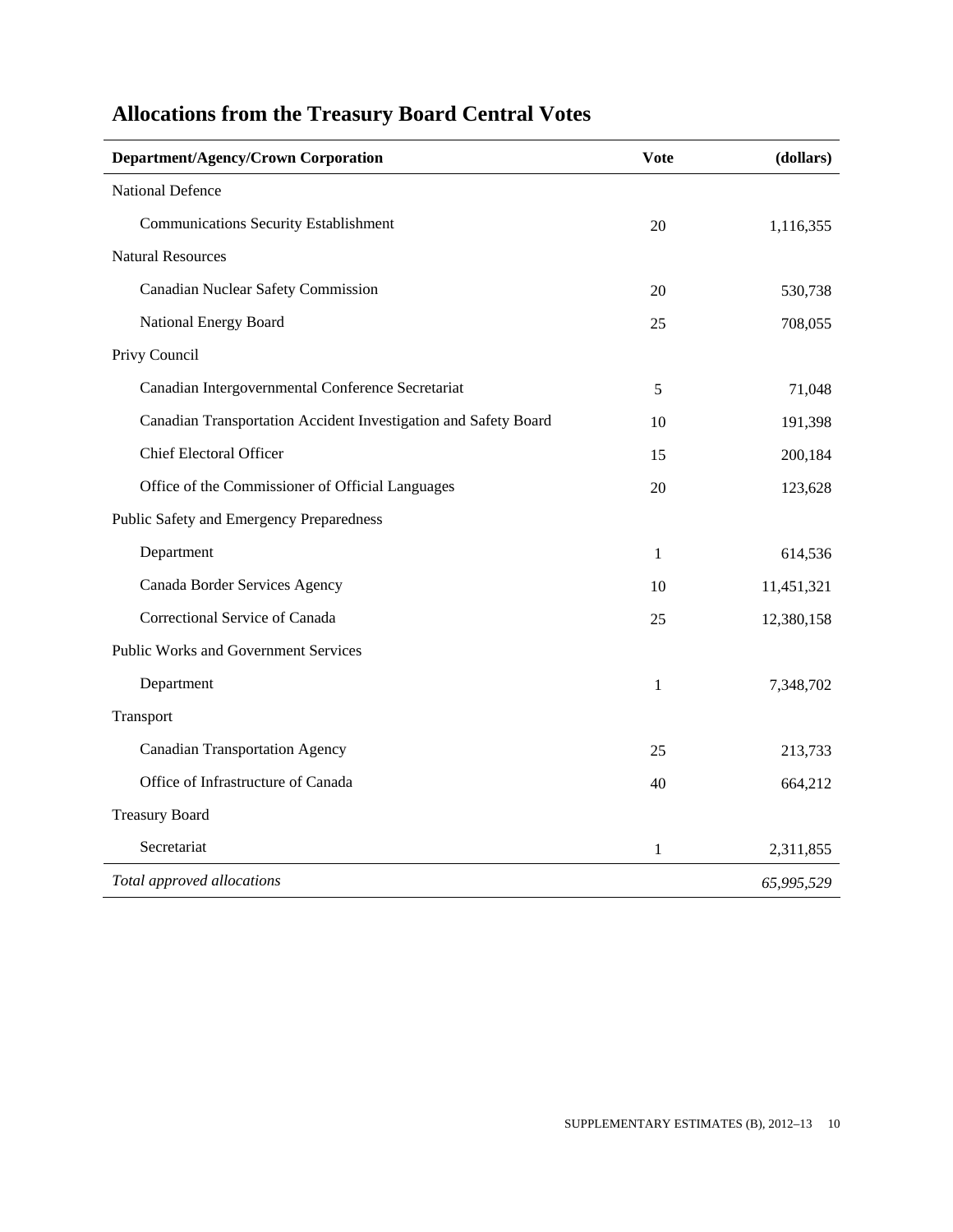## Allocations from the Treasury Board Central Votes

| Department/Agency/Crown Corporation | Vote | (dollars) |
|---|---|---|
| National Defence | | |
| Communications Security Establishment | 20 | 1,116,355 |
| Natural Resources | | |
| Canadian Nuclear Safety Commission | 20 | 530,738 |
| National Energy Board | 25 | 708,055 |
| Privy Council | | |
| Canadian Intergovernmental Conference Secretariat | 5 | 71,048 |
| Canadian Transportation Accident Investigation and Safety Board | 10 | 191,398 |
| Chief Electoral Officer | 15 | 200,184 |
| Office of the Commissioner of Official Languages | 20 | 123,628 |
| Public Safety and Emergency Preparedness | | |
| Department | 1 | 614,536 |
| Canada Border Services Agency | 10 | 11,451,321 |
| Correctional Service of Canada | 25 | 12,380,158 |
| Public Works and Government Services | | |
| Department | 1 | 7,348,702 |
| Transport | | |
| Canadian Transportation Agency | 25 | 213,733 |
| Office of Infrastructure of Canada | 40 | 664,212 |
| Treasury Board | | |
| Secretariat | 1 | 2,311,855 |
| *Total approved allocations* | | *65,995,529* |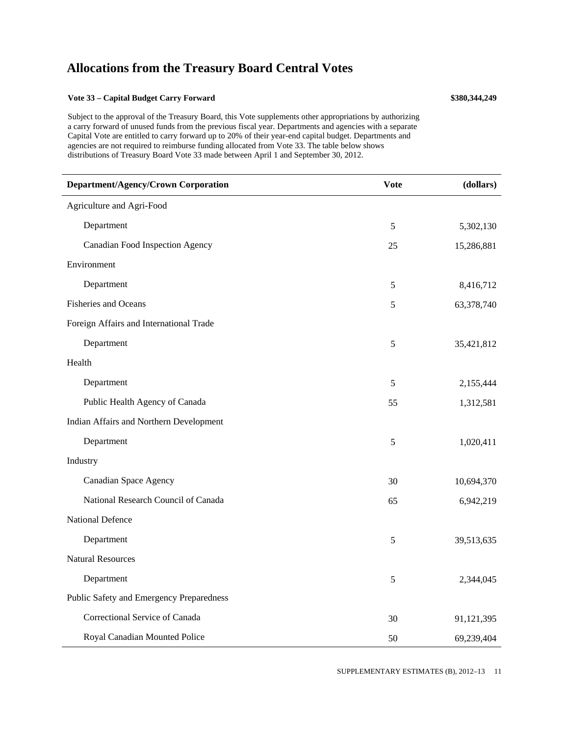# Allocations from the Treasury Board Central Votes

**Vote 33 – Capital Budget Carry Forward** **$380,344,249**

Subject to the approval of the Treasury Board, this Vote supplements other appropriations by authorizing a carry forward of unused funds from the previous fiscal year. Departments and agencies with a separate Capital Vote are entitled to carry forward up to 20% of their year-end capital budget. Departments and agencies are not required to reimburse funding allocated from Vote 33. The table below shows distributions of Treasury Board Vote 33 made between April 1 and September 30, 2012.

| Department/Agency/Crown Corporation | Vote | (dollars) |
|---|---|---|
| Agriculture and Agri-Food | | |
| Department | 5 | 5,302,130 |
| Canadian Food Inspection Agency | 25 | 15,286,881 |
| Environment | | |
| Department | 5 | 8,416,712 |
| Fisheries and Oceans | 5 | 63,378,740 |
| Foreign Affairs and International Trade | | |
| Department | 5 | 35,421,812 |
| Health | | |
| Department | 5 | 2,155,444 |
| Public Health Agency of Canada | 55 | 1,312,581 |
| Indian Affairs and Northern Development | | |
| Department | 5 | 1,020,411 |
| Industry | | |
| Canadian Space Agency | 30 | 10,694,370 |
| National Research Council of Canada | 65 | 6,942,219 |
| National Defence | | |
| Department | 5 | 39,513,635 |
| Natural Resources | | |
| Department | 5 | 2,344,045 |
| Public Safety and Emergency Preparedness | | |
| Correctional Service of Canada | 30 | 91,121,395 |
| Royal Canadian Mounted Police | 50 | 69,239,404 |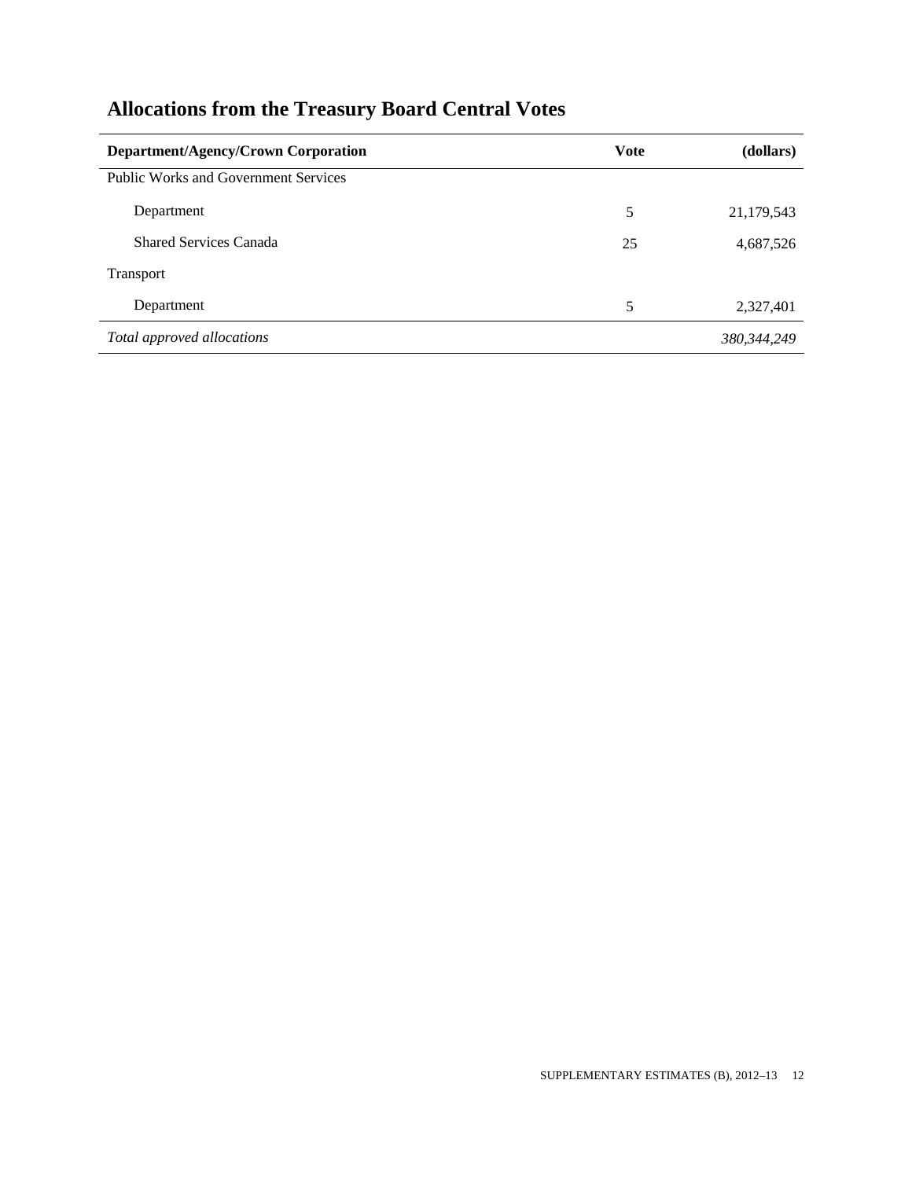## Allocations from the Treasury Board Central Votes

| Department/Agency/Crown Corporation | Vote | (dollars) |
| --- | --- | --- |
| Public Works and Government Services | | |
| Department | 5 | 21,179,543 |
| Shared Services Canada | 25 | 4,687,526 |
| Transport | | |
| Department | 5 | 2,327,401 |
| *Total approved allocations* | | *380,344,249* |